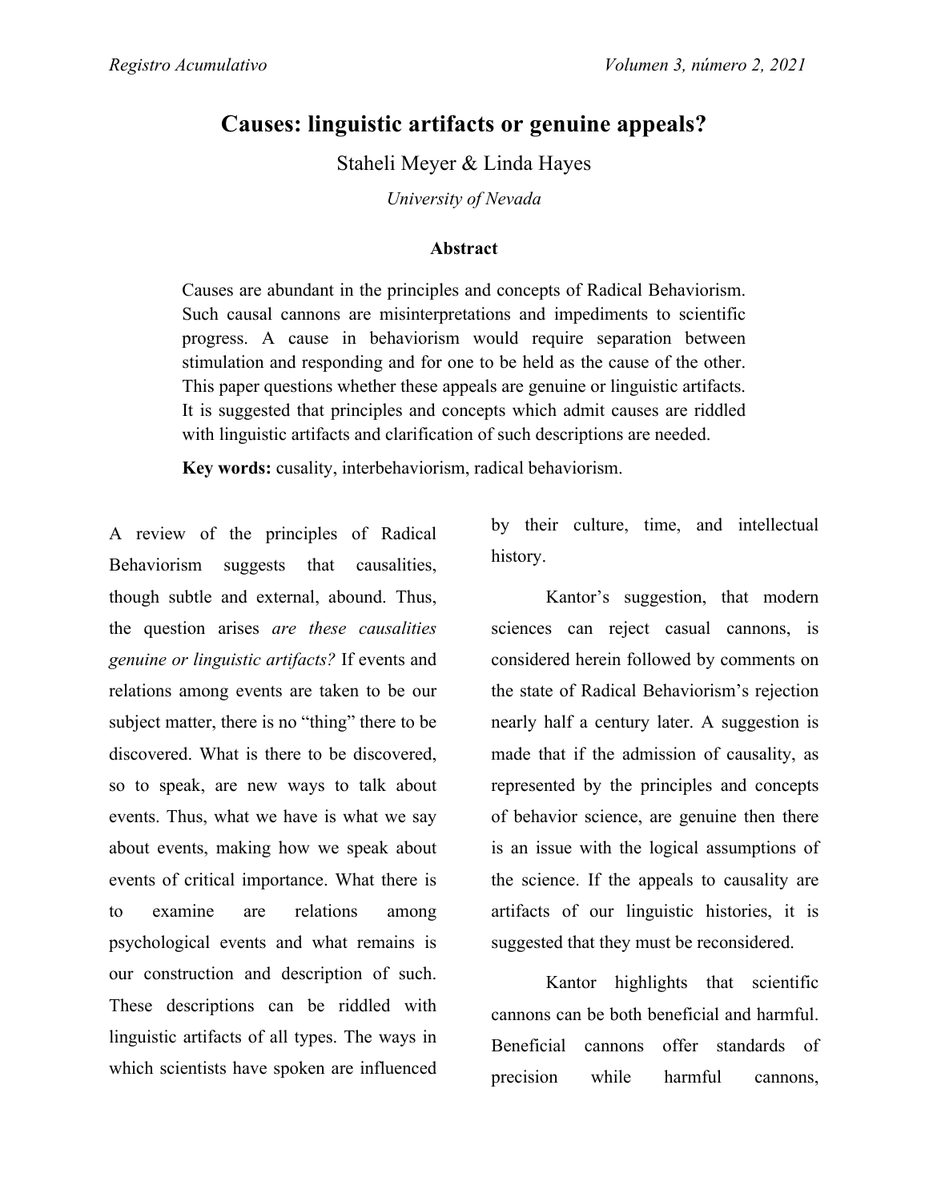# Causes: linguistic artifacts or genuine appeals?

Staheli Meyer & Linda Hayes

*University of Nevada*

### Abstract

Causes are abundant in the principles and concepts of Radical Behaviorism. Such causal cannons are misinterpretations and impediments to scientific progress. A cause in behaviorism would require separation between stimulation and responding and for one to be held as the cause of the other. This paper questions whether these appeals are genuine or linguistic artifacts. It is suggested that principles and concepts which admit causes are riddled with linguistic artifacts and clarification of such descriptions are needed.

**Key words:** cusality, interbehaviorism, radical behaviorism.

A review of the principles of Radical Behaviorism suggests that causalities, though subtle and external, abound. Thus, the question arises *are these causalities genuine or linguistic artifacts?* If events and relations among events are taken to be our subject matter, there is no "thing" there to be discovered. What is there to be discovered, so to speak, are new ways to talk about events. Thus, what we have is what we say about events, making how we speak about events of critical importance. What there is to examine are relations among psychological events and what remains is our construction and description of such. These descriptions can be riddled with linguistic artifacts of all types. The ways in which scientists have spoken are influenced by their culture, time, and intellectual history.

Kantor's suggestion, that modern sciences can reject casual cannons, is considered herein followed by comments on the state of Radical Behaviorism's rejection nearly half a century later. A suggestion is made that if the admission of causality, as represented by the principles and concepts of behavior science, are genuine then there is an issue with the logical assumptions of the science. If the appeals to causality are artifacts of our linguistic histories, it is suggested that they must be reconsidered.

Kantor highlights that scientific cannons can be both beneficial and harmful. Beneficial cannons offer standards of precision while harmful cannons,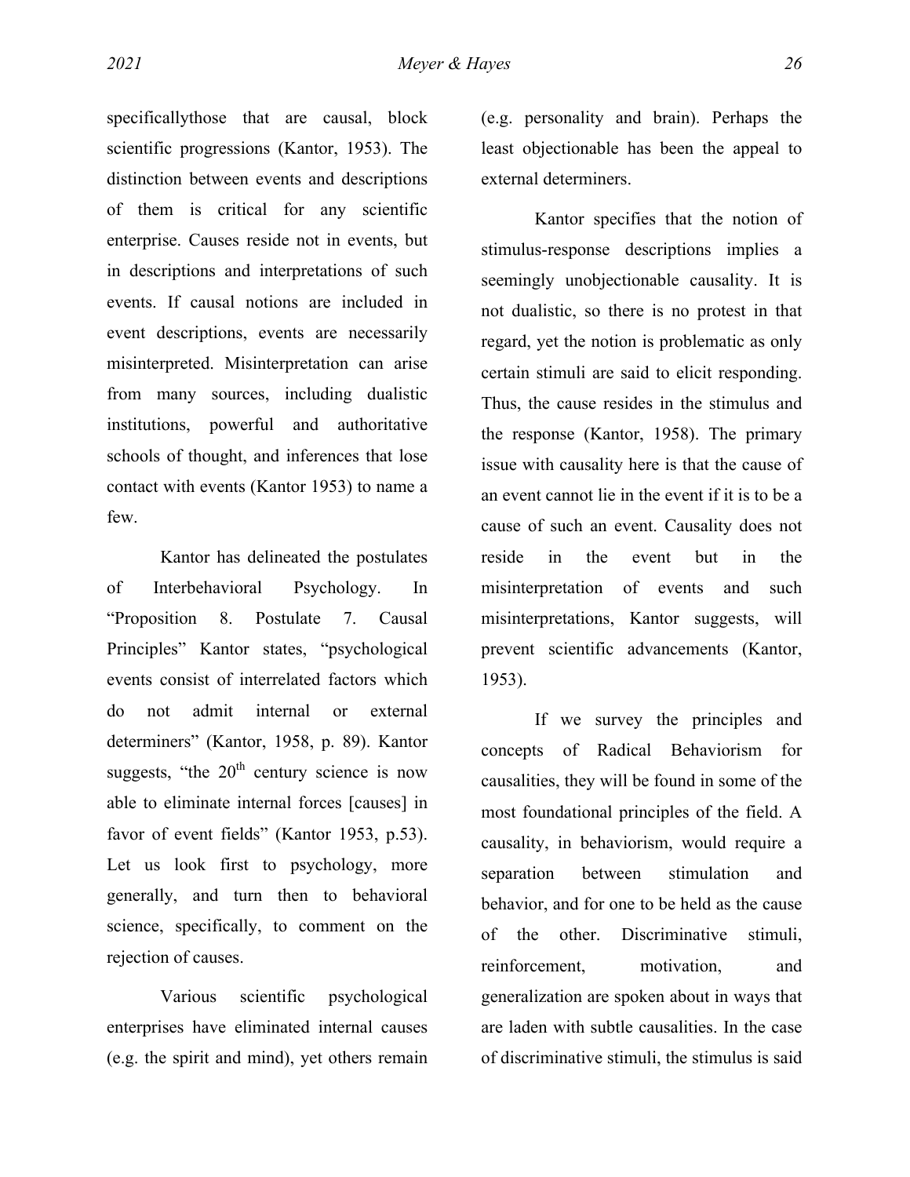specificallythose that are causal, block scientific progressions (Kantor, 1953). The distinction between events and descriptions of them is critical for any scientific enterprise. Causes reside not in events, but in descriptions and interpretations of such events. If causal notions are included in event descriptions, events are necessarily misinterpreted. Misinterpretation can arise from many sources, including dualistic institutions, powerful and authoritative schools of thought, and inferences that lose contact with events (Kantor 1953) to name a few.

Kantor has delineated the postulates of Interbehavioral Psychology. In "Proposition 8. Postulate 7. Causal Principles" Kantor states, "psychological events consist of interrelated factors which do not admit internal or external determiners" (Kantor, 1958, p. 89). Kantor suggests, "the 20th century science is now able to eliminate internal forces [causes] in favor of event fields" (Kantor 1953, p.53). Let us look first to psychology, more generally, and turn then to behavioral science, specifically, to comment on the rejection of causes.

Various scientific psychological enterprises have eliminated internal causes (e.g. the spirit and mind), yet others remain (e.g. personality and brain). Perhaps the least objectionable has been the appeal to external determiners.

Kantor specifies that the notion of stimulus-response descriptions implies a seemingly unobjectionable causality. It is not dualistic, so there is no protest in that regard, yet the notion is problematic as only certain stimuli are said to elicit responding. Thus, the cause resides in the stimulus and the response (Kantor, 1958). The primary issue with causality here is that the cause of an event cannot lie in the event if it is to be a cause of such an event. Causality does not reside in the event but in the misinterpretation of events and such misinterpretations, Kantor suggests, will prevent scientific advancements (Kantor, 1953).

If we survey the principles and concepts of Radical Behaviorism for causalities, they will be found in some of the most foundational principles of the field. A causality, in behaviorism, would require a separation between stimulation and behavior, and for one to be held as the cause of the other. Discriminative stimuli, reinforcement, motivation, and generalization are spoken about in ways that are laden with subtle causalities. In the case of discriminative stimuli, the stimulus is said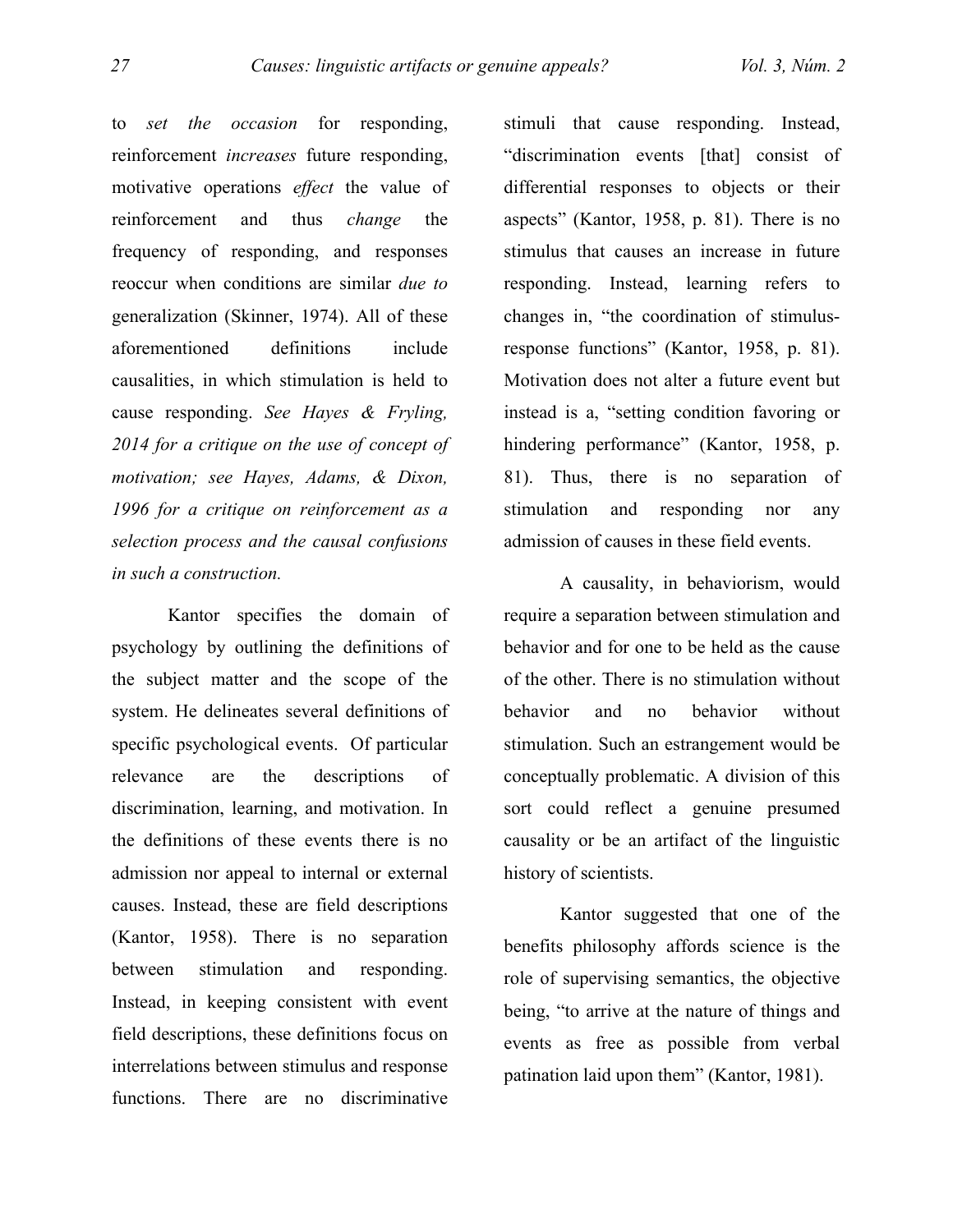to *set the occasion* for responding, reinforcement *increases* future responding, motivative operations *effect* the value of reinforcement and thus *change* the frequency of responding, and responses reoccur when conditions are similar *due to* generalization (Skinner, 1974). All of these aforementioned definitions include causalities, in which stimulation is held to cause responding. *See Hayes & Fryling, 2014 for a critique on the use of concept of motivation; see Hayes, Adams, & Dixon, 1996 for a critique on reinforcement as a selection process and the causal confusions in such a construction.*

Kantor specifies the domain of psychology by outlining the definitions of the subject matter and the scope of the system. He delineates several definitions of specific psychological events. Of particular relevance are the descriptions of discrimination, learning, and motivation. In the definitions of these events there is no admission nor appeal to internal or external causes. Instead, these are field descriptions (Kantor, 1958). There is no separation between stimulation and responding. Instead, in keeping consistent with event field descriptions, these definitions focus on interrelations between stimulus and response functions. There are no discriminative stimuli that cause responding. Instead, "discrimination events [that] consist of differential responses to objects or their aspects" (Kantor, 1958, p. 81). There is no stimulus that causes an increase in future responding. Instead, learning refers to changes in, "the coordination of stimulus-response functions" (Kantor, 1958, p. 81). Motivation does not alter a future event but instead is a, "setting condition favoring or hindering performance" (Kantor, 1958, p. 81). Thus, there is no separation of stimulation and responding nor any admission of causes in these field events.

A causality, in behaviorism, would require a separation between stimulation and behavior and for one to be held as the cause of the other. There is no stimulation without behavior and no behavior without stimulation. Such an estrangement would be conceptually problematic. A division of this sort could reflect a genuine presumed causality or be an artifact of the linguistic history of scientists.

Kantor suggested that one of the benefits philosophy affords science is the role of supervising semantics, the objective being, "to arrive at the nature of things and events as free as possible from verbal patination laid upon them" (Kantor, 1981).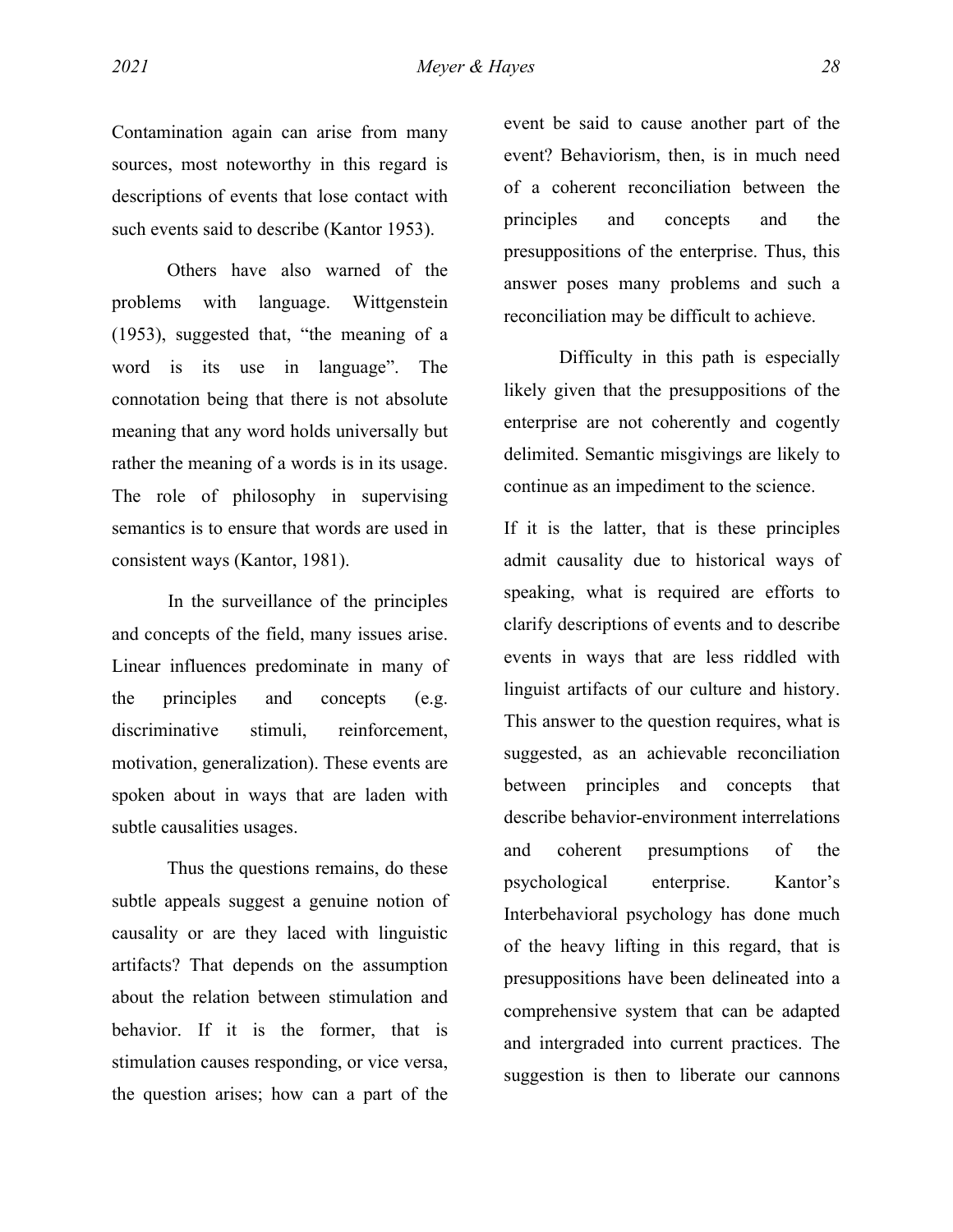Contamination again can arise from many sources, most noteworthy in this regard is descriptions of events that lose contact with such events said to describe (Kantor 1953).

Others have also warned of the problems with language. Wittgenstein (1953), suggested that, "the meaning of a word is its use in language". The connotation being that there is not absolute meaning that any word holds universally but rather the meaning of a words is in its usage. The role of philosophy in supervising semantics is to ensure that words are used in consistent ways (Kantor, 1981).

In the surveillance of the principles and concepts of the field, many issues arise. Linear influences predominate in many of the principles and concepts (e.g. discriminative stimuli, reinforcement, motivation, generalization). These events are spoken about in ways that are laden with subtle causalities usages.

Thus the questions remains, do these subtle appeals suggest a genuine notion of causality or are they laced with linguistic artifacts? That depends on the assumption about the relation between stimulation and behavior. If it is the former, that is stimulation causes responding, or vice versa, the question arises; how can a part of the event be said to cause another part of the event? Behaviorism, then, is in much need of a coherent reconciliation between the principles and concepts and the presuppositions of the enterprise. Thus, this answer poses many problems and such a reconciliation may be difficult to achieve.

Difficulty in this path is especially likely given that the presuppositions of the enterprise are not coherently and cogently delimited. Semantic misgivings are likely to continue as an impediment to the science.

If it is the latter, that is these principles admit causality due to historical ways of speaking, what is required are efforts to clarify descriptions of events and to describe events in ways that are less riddled with linguist artifacts of our culture and history. This answer to the question requires, what is suggested, as an achievable reconciliation between principles and concepts that describe behavior-environment interrelations and coherent presumptions of the psychological enterprise. Kantor's Interbehavioral psychology has done much of the heavy lifting in this regard, that is presuppositions have been delineated into a comprehensive system that can be adapted and intergraded into current practices. The suggestion is then to liberate our cannons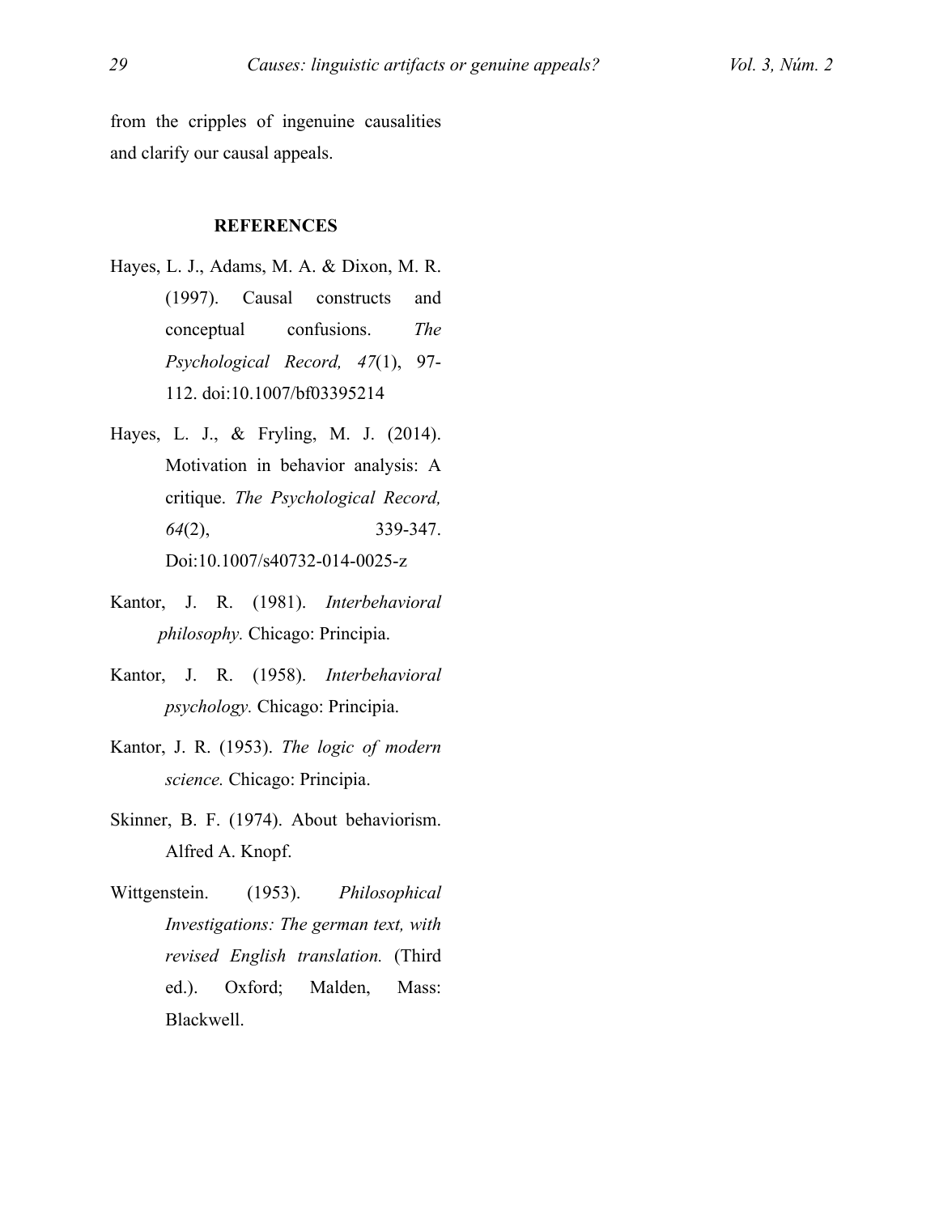from the cripples of ingenuine causalities and clarify our causal appeals.

## REFERENCES

Hayes, L. J., Adams, M. A. & Dixon, M. R. (1997). Causal constructs and conceptual confusions. *The Psychological Record, 47*(1), 97-112. doi:10.1007/bf03395214

Hayes, L. J., & Fryling, M. J. (2014). Motivation in behavior analysis: A critique. *The Psychological Record, 64*(2), 339-347. Doi:10.1007/s40732-014-0025-z

Kantor, J. R. (1981). *Interbehavioral philosophy.* Chicago: Principia.

Kantor, J. R. (1958). *Interbehavioral psychology.* Chicago: Principia.

Kantor, J. R. (1953). *The logic of modern science.* Chicago: Principia.

Skinner, B. F. (1974). About behaviorism. Alfred A. Knopf.

Wittgenstein. (1953). *Philosophical Investigations: The german text, with revised English translation.* (Third ed.). Oxford; Malden, Mass: Blackwell.